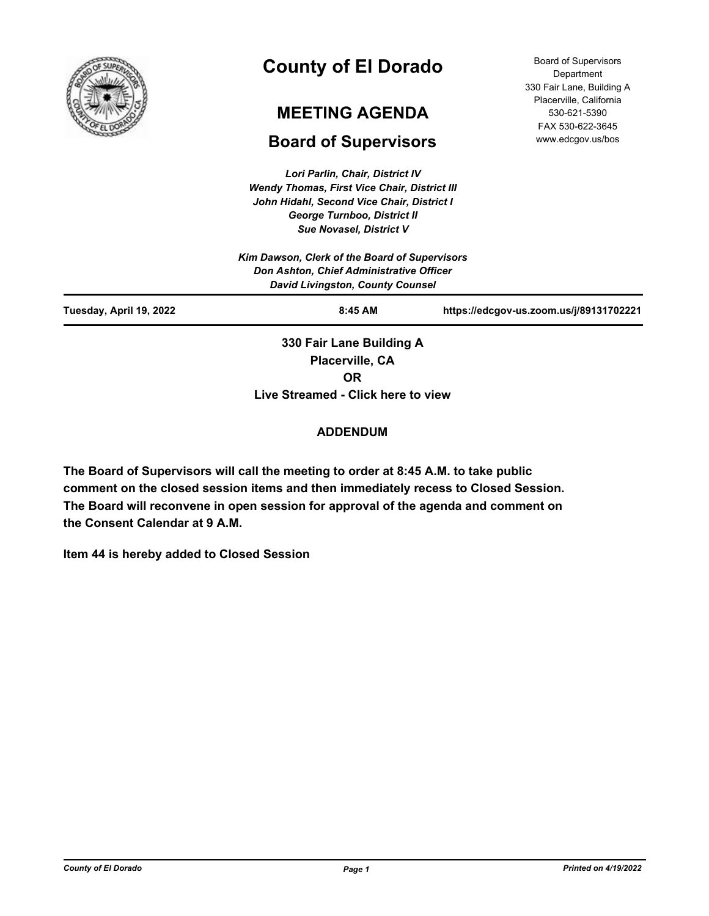# County of El Dorado

## MEETING AGENDA

## Board of Supervisors

Board of Supervisors Department
330 Fair Lane, Building A
Placerville, California
530-621-5390
FAX 530-622-3645
www.edcgov.us/bos

*Lori Parlin, Chair, District IV*
*Wendy Thomas, First Vice Chair, District III*
*John Hidahl, Second Vice Chair, District I*
*George Turnboo, District II*
*Sue Novasel, District V*

*Kim Dawson, Clerk of the Board of Supervisors*
*Don Ashton, Chief Administrative Officer*
*David Livingston, County Counsel*

**Tuesday, April 19, 2022** | **8:45 AM** | **https://edcgov-us.zoom.us/j/89131702221**

**330 Fair Lane Building A**
**Placerville, CA**
**OR**
**Live Streamed - Click here to view**

**ADDENDUM**

**The Board of Supervisors will call the meeting to order at 8:45 A.M. to take public comment on the closed session items and then immediately recess to Closed Session. The Board will reconvene in open session for approval of the agenda and comment on the Consent Calendar at 9 A.M.**

**Item 44 is hereby added to Closed Session**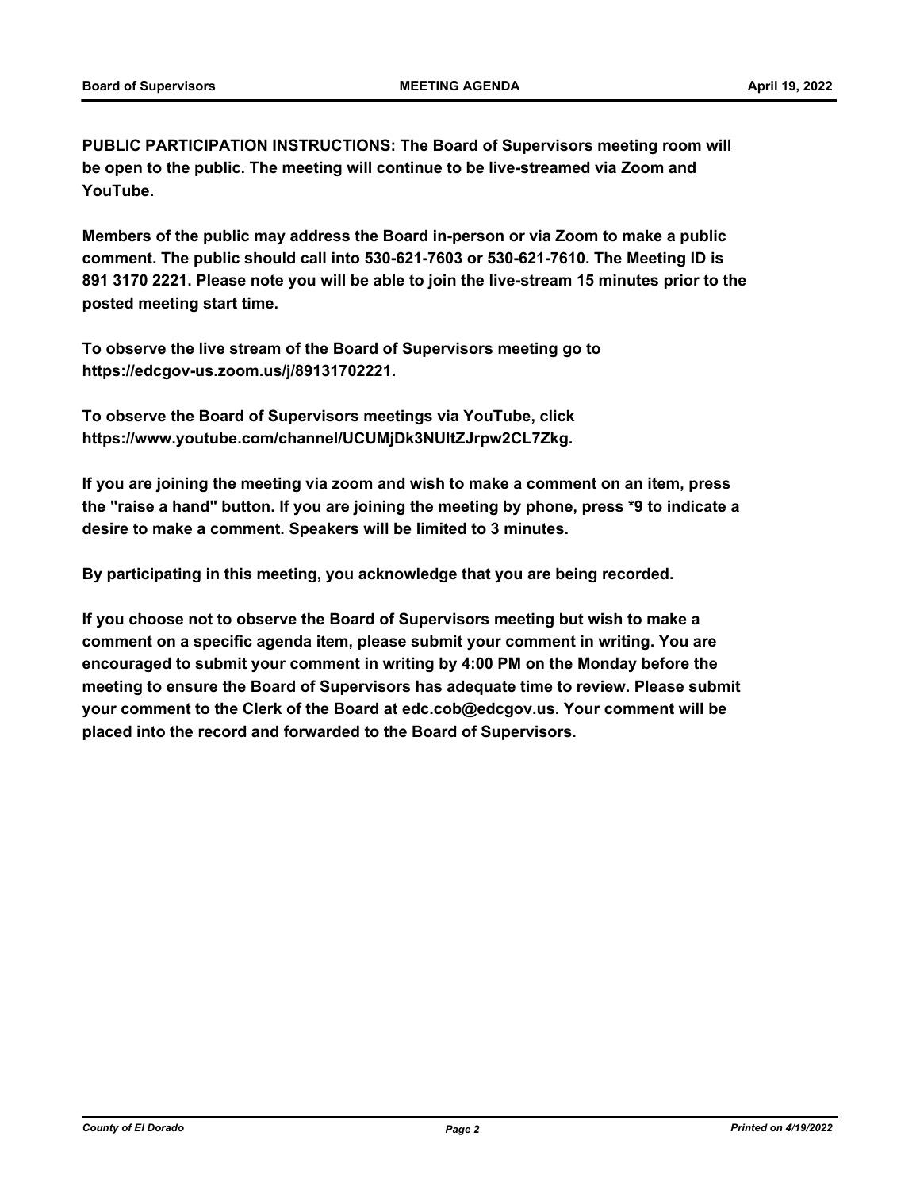**PUBLIC PARTICIPATION INSTRUCTIONS: The Board of Supervisors meeting room will be open to the public. The meeting will continue to be live-streamed via Zoom and YouTube.**

**Members of the public may address the Board in-person or via Zoom to make a public comment. The public should call into 530-621-7603 or 530-621-7610. The Meeting ID is 891 3170 2221. Please note you will be able to join the live-stream 15 minutes prior to the posted meeting start time.**

**To observe the live stream of the Board of Supervisors meeting go to https://edcgov-us.zoom.us/j/89131702221.**

**To observe the Board of Supervisors meetings via YouTube, click https://www.youtube.com/channel/UCUMjDk3NUltZJrpw2CL7Zkg.**

**If you are joining the meeting via zoom and wish to make a comment on an item, press the "raise a hand" button. If you are joining the meeting by phone, press *9 to indicate a desire to make a comment. Speakers will be limited to 3 minutes.**

**By participating in this meeting, you acknowledge that you are being recorded.**

**If you choose not to observe the Board of Supervisors meeting but wish to make a comment on a specific agenda item, please submit your comment in writing. You are encouraged to submit your comment in writing by 4:00 PM on the Monday before the meeting to ensure the Board of Supervisors has adequate time to review. Please submit your comment to the Clerk of the Board at edc.cob@edcgov.us. Your comment will be placed into the record and forwarded to the Board of Supervisors.**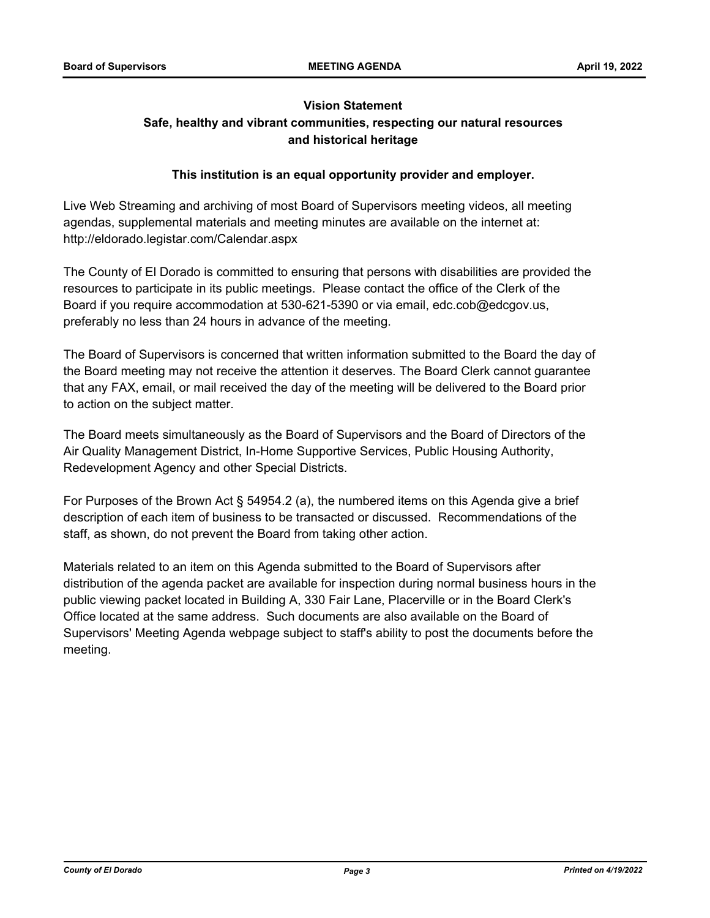**Vision Statement**

**Safe, healthy and vibrant communities, respecting our natural resources and historical heritage**

**This institution is an equal opportunity provider and employer.**

Live Web Streaming and archiving of most Board of Supervisors meeting videos, all meeting agendas, supplemental materials and meeting minutes are available on the internet at: http://eldorado.legistar.com/Calendar.aspx

The County of El Dorado is committed to ensuring that persons with disabilities are provided the resources to participate in its public meetings. Please contact the office of the Clerk of the Board if you require accommodation at 530-621-5390 or via email, edc.cob@edcgov.us, preferably no less than 24 hours in advance of the meeting.

The Board of Supervisors is concerned that written information submitted to the Board the day of the Board meeting may not receive the attention it deserves. The Board Clerk cannot guarantee that any FAX, email, or mail received the day of the meeting will be delivered to the Board prior to action on the subject matter.

The Board meets simultaneously as the Board of Supervisors and the Board of Directors of the Air Quality Management District, In-Home Supportive Services, Public Housing Authority, Redevelopment Agency and other Special Districts.

For Purposes of the Brown Act § 54954.2 (a), the numbered items on this Agenda give a brief description of each item of business to be transacted or discussed. Recommendations of the staff, as shown, do not prevent the Board from taking other action.

Materials related to an item on this Agenda submitted to the Board of Supervisors after distribution of the agenda packet are available for inspection during normal business hours in the public viewing packet located in Building A, 330 Fair Lane, Placerville or in the Board Clerk's Office located at the same address. Such documents are also available on the Board of Supervisors' Meeting Agenda webpage subject to staff's ability to post the documents before the meeting.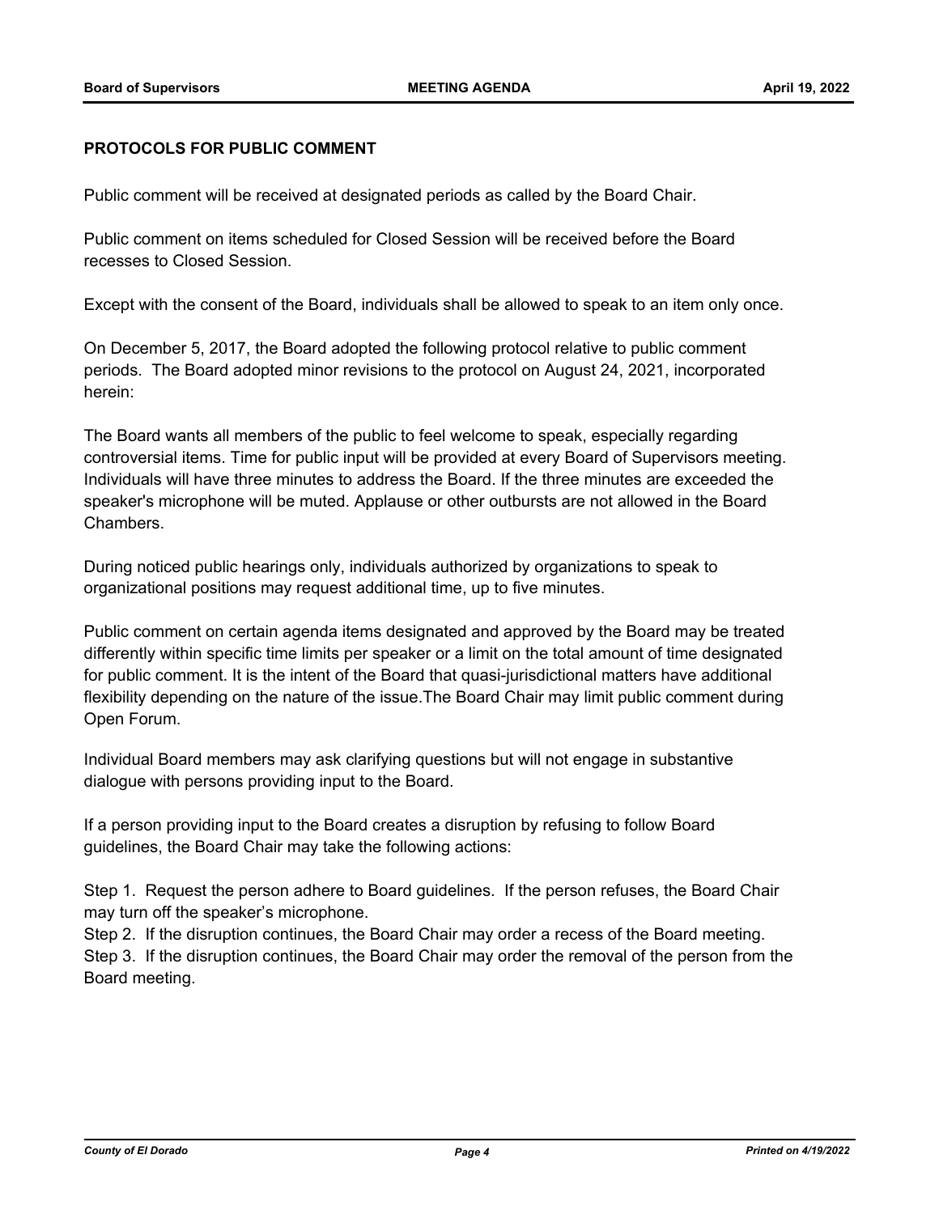**PROTOCOLS FOR PUBLIC COMMENT**

Public comment will be received at designated periods as called by the Board Chair.

Public comment on items scheduled for Closed Session will be received before the Board recesses to Closed Session.

Except with the consent of the Board, individuals shall be allowed to speak to an item only once.

On December 5, 2017, the Board adopted the following protocol relative to public comment periods. The Board adopted minor revisions to the protocol on August 24, 2021, incorporated herein:

The Board wants all members of the public to feel welcome to speak, especially regarding controversial items. Time for public input will be provided at every Board of Supervisors meeting. Individuals will have three minutes to address the Board. If the three minutes are exceeded the speaker's microphone will be muted. Applause or other outbursts are not allowed in the Board Chambers.

During noticed public hearings only, individuals authorized by organizations to speak to organizational positions may request additional time, up to five minutes.

Public comment on certain agenda items designated and approved by the Board may be treated differently within specific time limits per speaker or a limit on the total amount of time designated for public comment. It is the intent of the Board that quasi-jurisdictional matters have additional flexibility depending on the nature of the issue.The Board Chair may limit public comment during Open Forum.

Individual Board members may ask clarifying questions but will not engage in substantive dialogue with persons providing input to the Board.

If a person providing input to the Board creates a disruption by refusing to follow Board guidelines, the Board Chair may take the following actions:

Step 1. Request the person adhere to Board guidelines. If the person refuses, the Board Chair may turn off the speaker's microphone.
Step 2. If the disruption continues, the Board Chair may order a recess of the Board meeting.
Step 3. If the disruption continues, the Board Chair may order the removal of the person from the Board meeting.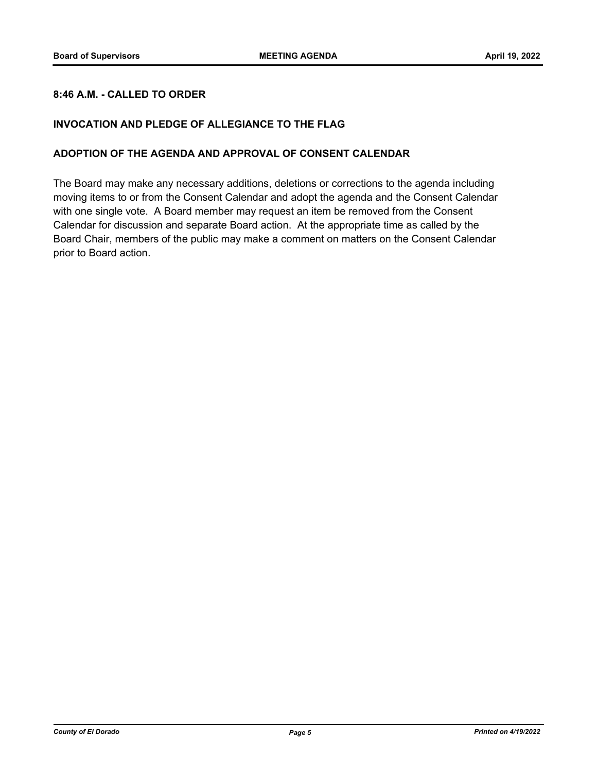**8:46 A.M. - CALLED TO ORDER**

**INVOCATION AND PLEDGE OF ALLEGIANCE TO THE FLAG**

**ADOPTION OF THE AGENDA AND APPROVAL OF CONSENT CALENDAR**

The Board may make any necessary additions, deletions or corrections to the agenda including moving items to or from the Consent Calendar and adopt the agenda and the Consent Calendar with one single vote. A Board member may request an item be removed from the Consent Calendar for discussion and separate Board action. At the appropriate time as called by the Board Chair, members of the public may make a comment on matters on the Consent Calendar prior to Board action.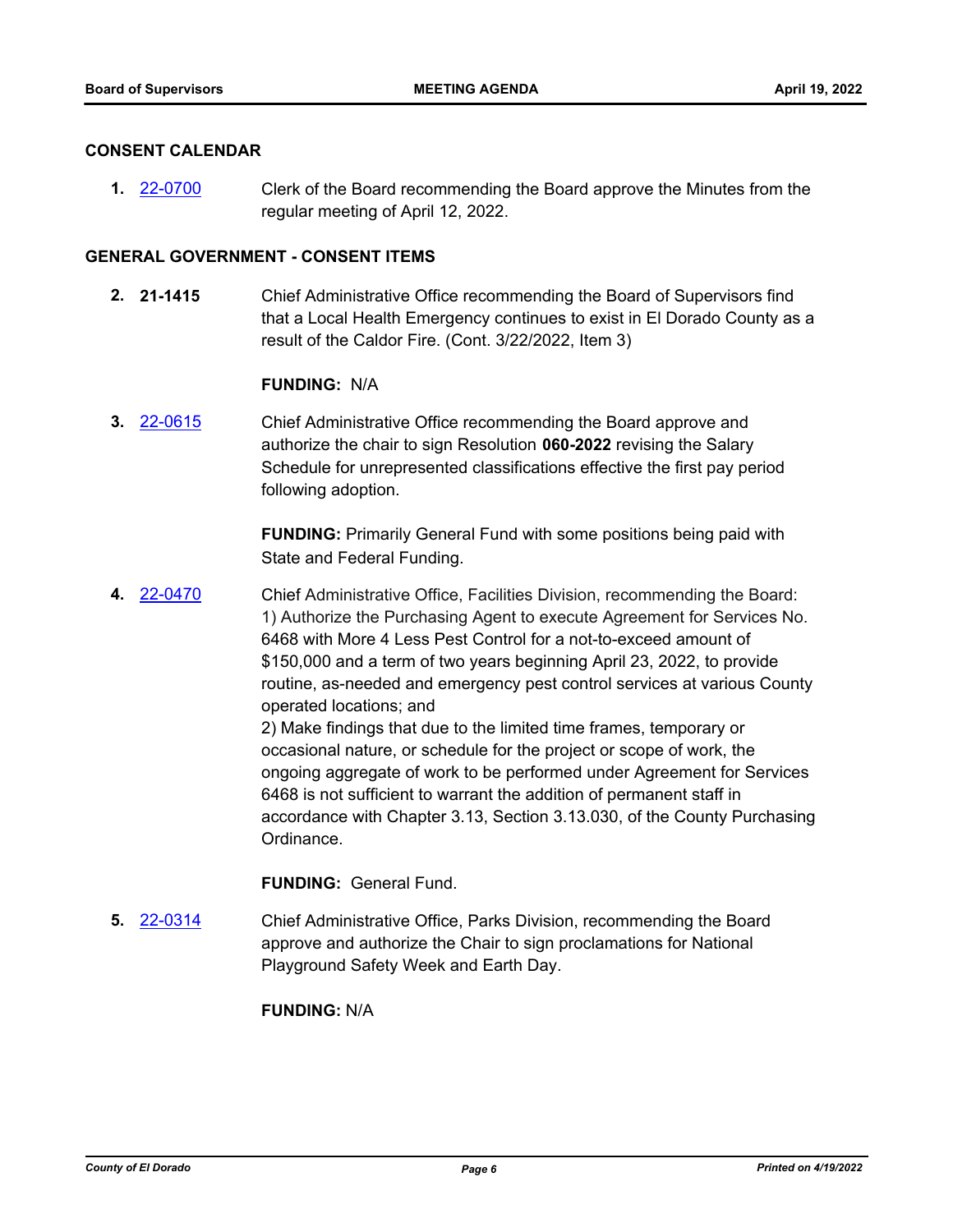## CONSENT CALENDAR

**1.** 22-0700 Clerk of the Board recommending the Board approve the Minutes from the regular meeting of April 12, 2022.

## GENERAL GOVERNMENT - CONSENT ITEMS

**2.** **21-1415** Chief Administrative Office recommending the Board of Supervisors find that a Local Health Emergency continues to exist in El Dorado County as a result of the Caldor Fire. (Cont. 3/22/2022, Item 3)

**FUNDING:** N/A

**3.** 22-0615 Chief Administrative Office recommending the Board approve and authorize the chair to sign Resolution **060-2022** revising the Salary Schedule for unrepresented classifications effective the first pay period following adoption.

**FUNDING:** Primarily General Fund with some positions being paid with State and Federal Funding.

**4.** 22-0470 Chief Administrative Office, Facilities Division, recommending the Board:
1) Authorize the Purchasing Agent to execute Agreement for Services No. 6468 with More 4 Less Pest Control for a not-to-exceed amount of $150,000 and a term of two years beginning April 23, 2022, to provide routine, as-needed and emergency pest control services at various County operated locations; and
2) Make findings that due to the limited time frames, temporary or occasional nature, or schedule for the project or scope of work, the ongoing aggregate of work to be performed under Agreement for Services 6468 is not sufficient to warrant the addition of permanent staff in accordance with Chapter 3.13, Section 3.13.030, of the County Purchasing Ordinance.

**FUNDING:** General Fund.

**5.** 22-0314 Chief Administrative Office, Parks Division, recommending the Board approve and authorize the Chair to sign proclamations for National Playground Safety Week and Earth Day.

**FUNDING:** N/A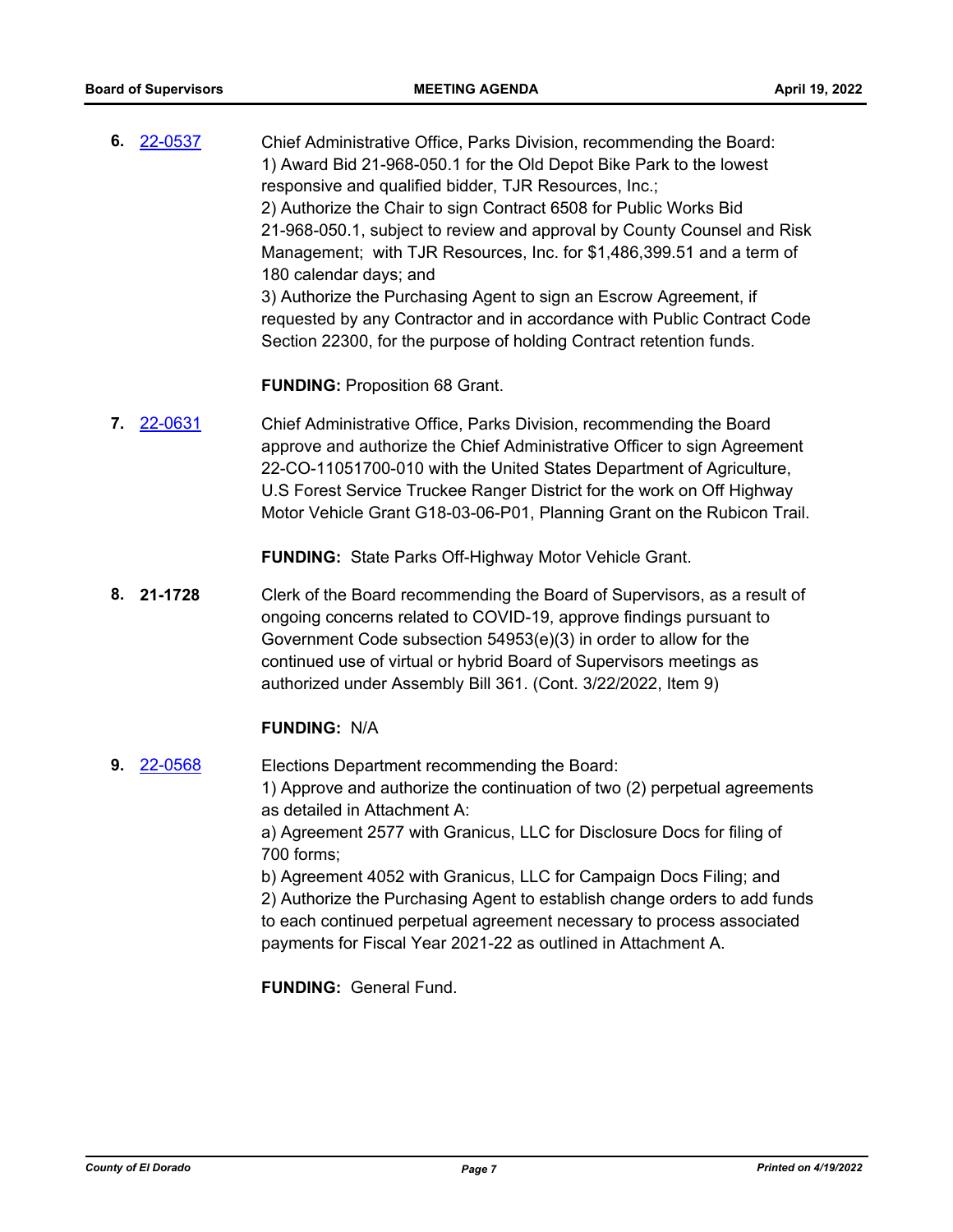**6.** 22-0537 Chief Administrative Office, Parks Division, recommending the Board:

1) Award Bid 21-968-050.1 for the Old Depot Bike Park to the lowest responsive and qualified bidder, TJR Resources, Inc.;
2) Authorize the Chair to sign Contract 6508 for Public Works Bid 21-968-050.1, subject to review and approval by County Counsel and Risk Management; with TJR Resources, Inc. for $1,486,399.51 and a term of 180 calendar days; and
3) Authorize the Purchasing Agent to sign an Escrow Agreement, if requested by any Contractor and in accordance with Public Contract Code Section 22300, for the purpose of holding Contract retention funds.

**FUNDING:** Proposition 68 Grant.

**7.** 22-0631 Chief Administrative Office, Parks Division, recommending the Board approve and authorize the Chief Administrative Officer to sign Agreement 22-CO-11051700-010 with the United States Department of Agriculture, U.S Forest Service Truckee Ranger District for the work on Off Highway Motor Vehicle Grant G18-03-06-P01, Planning Grant on the Rubicon Trail.

**FUNDING:** State Parks Off-Highway Motor Vehicle Grant.

**8.** **21-1728** Clerk of the Board recommending the Board of Supervisors, as a result of ongoing concerns related to COVID-19, approve findings pursuant to Government Code subsection 54953(e)(3) in order to allow for the continued use of virtual or hybrid Board of Supervisors meetings as authorized under Assembly Bill 361. (Cont. 3/22/2022, Item 9)

**FUNDING:** N/A

**9.** 22-0568 Elections Department recommending the Board:

1) Approve and authorize the continuation of two (2) perpetual agreements as detailed in Attachment A:
a) Agreement 2577 with Granicus, LLC for Disclosure Docs for filing of 700 forms;
b) Agreement 4052 with Granicus, LLC for Campaign Docs Filing; and
2) Authorize the Purchasing Agent to establish change orders to add funds to each continued perpetual agreement necessary to process associated payments for Fiscal Year 2021-22 as outlined in Attachment A.

**FUNDING:** General Fund.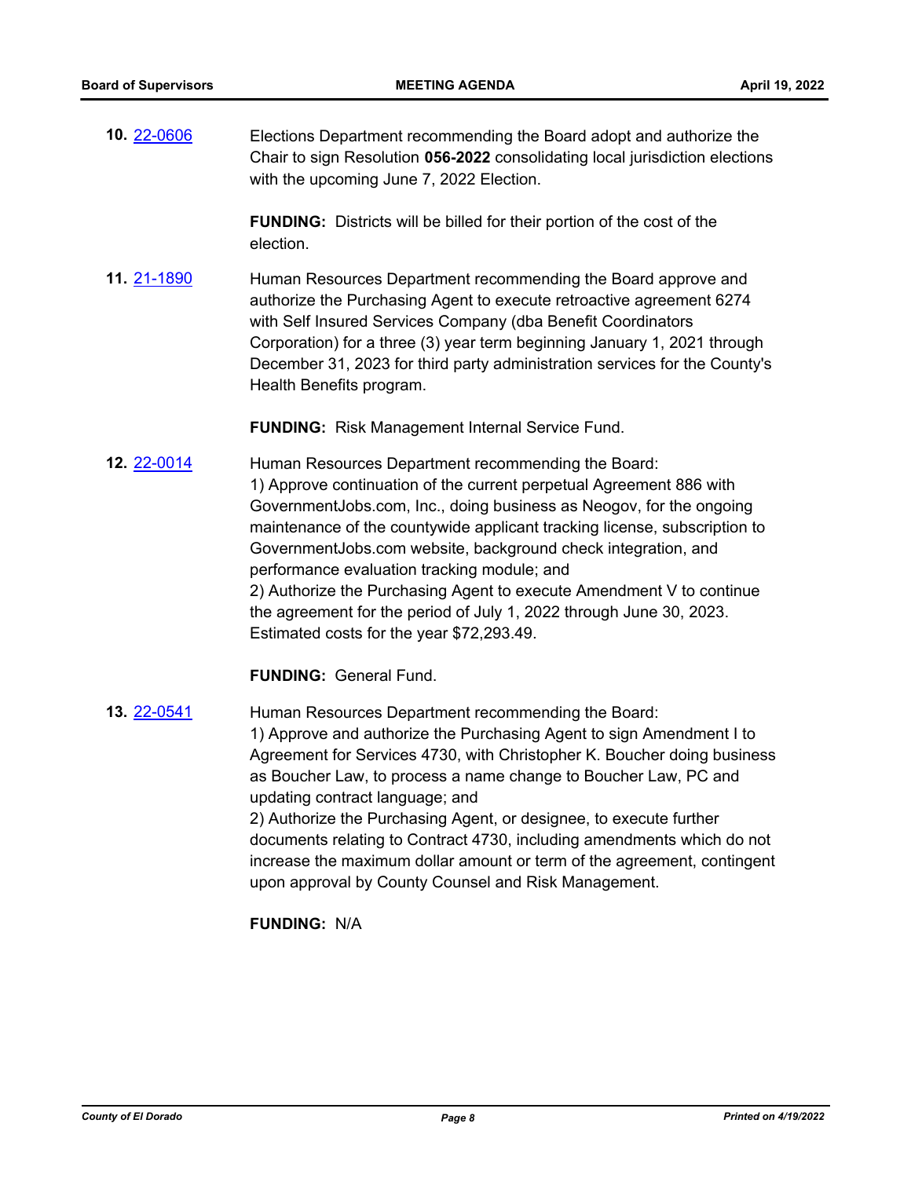**10.** 22-0606

Elections Department recommending the Board adopt and authorize the Chair to sign Resolution **056-2022** consolidating local jurisdiction elections with the upcoming June 7, 2022 Election.

**FUNDING:** Districts will be billed for their portion of the cost of the election.

**11.** 21-1890

Human Resources Department recommending the Board approve and authorize the Purchasing Agent to execute retroactive agreement 6274 with Self Insured Services Company (dba Benefit Coordinators Corporation) for a three (3) year term beginning January 1, 2021 through December 31, 2023 for third party administration services for the County's Health Benefits program.

**FUNDING:** Risk Management Internal Service Fund.

**12.** 22-0014

Human Resources Department recommending the Board:
1) Approve continuation of the current perpetual Agreement 886 with GovernmentJobs.com, Inc., doing business as Neogov, for the ongoing maintenance of the countywide applicant tracking license, subscription to GovernmentJobs.com website, background check integration, and performance evaluation tracking module; and
2) Authorize the Purchasing Agent to execute Amendment V to continue the agreement for the period of July 1, 2022 through June 30, 2023. Estimated costs for the year $72,293.49.

**FUNDING:** General Fund.

**13.** 22-0541

Human Resources Department recommending the Board:
1) Approve and authorize the Purchasing Agent to sign Amendment I to Agreement for Services 4730, with Christopher K. Boucher doing business as Boucher Law, to process a name change to Boucher Law, PC and updating contract language; and
2) Authorize the Purchasing Agent, or designee, to execute further documents relating to Contract 4730, including amendments which do not increase the maximum dollar amount or term of the agreement, contingent upon approval by County Counsel and Risk Management.

**FUNDING:** N/A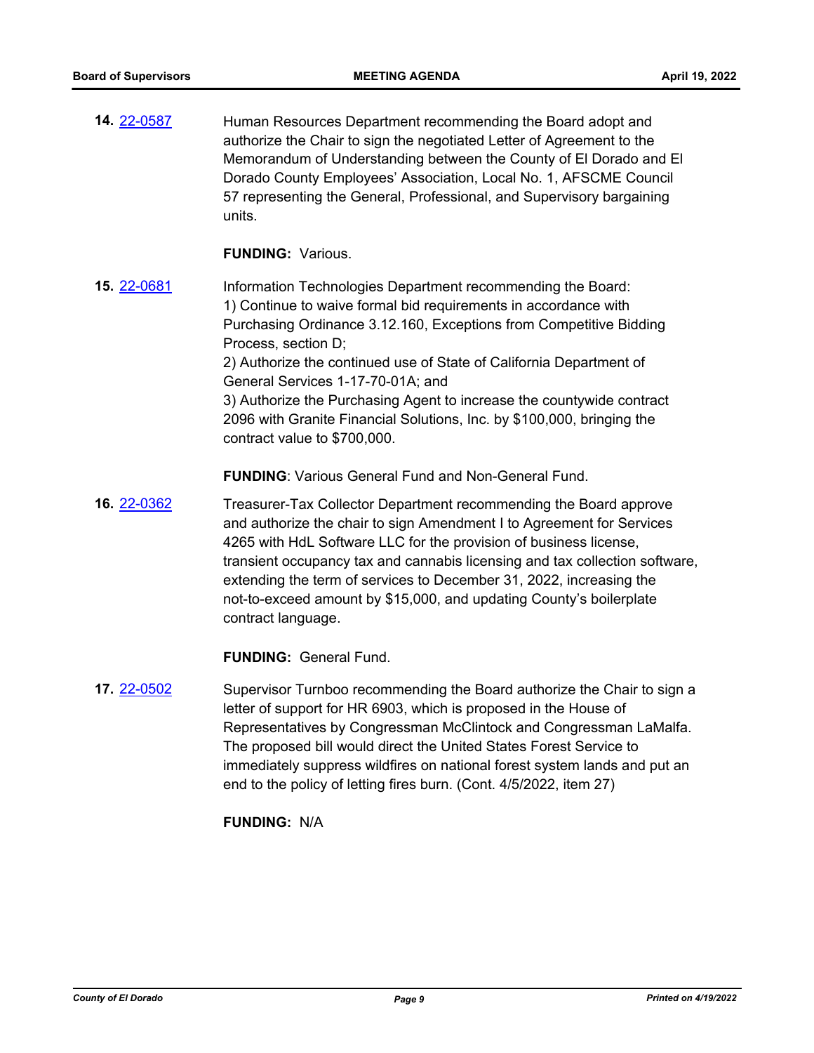**14.** 22-0587

Human Resources Department recommending the Board adopt and authorize the Chair to sign the negotiated Letter of Agreement to the Memorandum of Understanding between the County of El Dorado and El Dorado County Employees' Association, Local No. 1, AFSCME Council 57 representing the General, Professional, and Supervisory bargaining units.

**FUNDING:** Various.

**15.** 22-0681

Information Technologies Department recommending the Board:
1) Continue to waive formal bid requirements in accordance with Purchasing Ordinance 3.12.160, Exceptions from Competitive Bidding Process, section D;
2) Authorize the continued use of State of California Department of General Services 1-17-70-01A; and
3) Authorize the Purchasing Agent to increase the countywide contract 2096 with Granite Financial Solutions, Inc. by $100,000, bringing the contract value to $700,000.

**FUNDING**: Various General Fund and Non-General Fund.

**16.** 22-0362

Treasurer-Tax Collector Department recommending the Board approve and authorize the chair to sign Amendment I to Agreement for Services 4265 with HdL Software LLC for the provision of business license, transient occupancy tax and cannabis licensing and tax collection software, extending the term of services to December 31, 2022, increasing the not-to-exceed amount by $15,000, and updating County's boilerplate contract language.

**FUNDING:** General Fund.

**17.** 22-0502

Supervisor Turnboo recommending the Board authorize the Chair to sign a letter of support for HR 6903, which is proposed in the House of Representatives by Congressman McClintock and Congressman LaMalfa. The proposed bill would direct the United States Forest Service to immediately suppress wildfires on national forest system lands and put an end to the policy of letting fires burn. (Cont. 4/5/2022, item 27)

**FUNDING:** N/A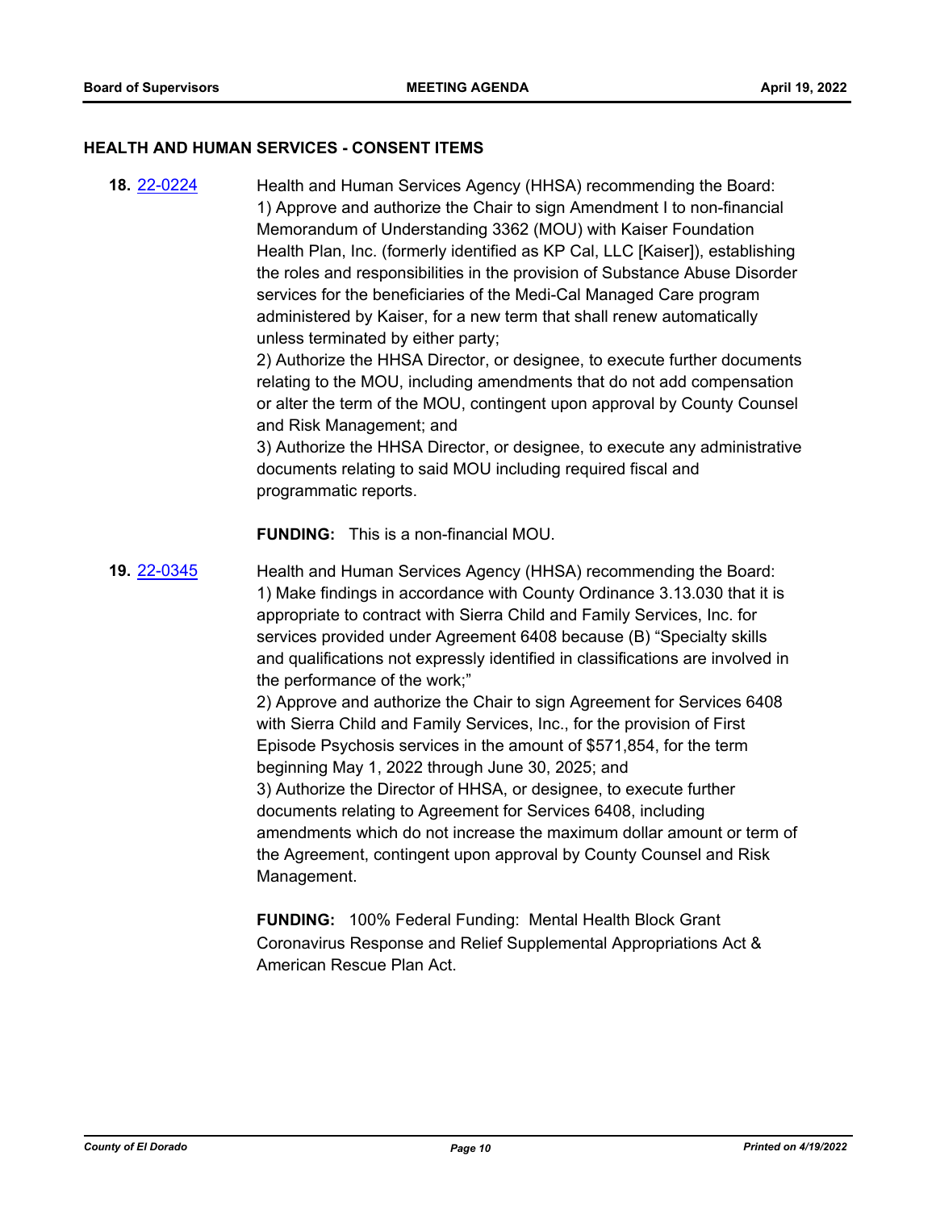## HEALTH AND HUMAN SERVICES - CONSENT ITEMS

**18.** [22-0224](22-0224)

Health and Human Services Agency (HHSA) recommending the Board:
1) Approve and authorize the Chair to sign Amendment I to non-financial Memorandum of Understanding 3362 (MOU) with Kaiser Foundation Health Plan, Inc. (formerly identified as KP Cal, LLC [Kaiser]), establishing the roles and responsibilities in the provision of Substance Abuse Disorder services for the beneficiaries of the Medi-Cal Managed Care program administered by Kaiser, for a new term that shall renew automatically unless terminated by either party;
2) Authorize the HHSA Director, or designee, to execute further documents relating to the MOU, including amendments that do not add compensation or alter the term of the MOU, contingent upon approval by County Counsel and Risk Management; and
3) Authorize the HHSA Director, or designee, to execute any administrative documents relating to said MOU including required fiscal and programmatic reports.

**FUNDING:** This is a non-financial MOU.

**19.** [22-0345](22-0345)

Health and Human Services Agency (HHSA) recommending the Board:
1) Make findings in accordance with County Ordinance 3.13.030 that it is appropriate to contract with Sierra Child and Family Services, Inc. for services provided under Agreement 6408 because (B) "Specialty skills and qualifications not expressly identified in classifications are involved in the performance of the work;"
2) Approve and authorize the Chair to sign Agreement for Services 6408 with Sierra Child and Family Services, Inc., for the provision of First Episode Psychosis services in the amount of $571,854, for the term beginning May 1, 2022 through June 30, 2025; and
3) Authorize the Director of HHSA, or designee, to execute further documents relating to Agreement for Services 6408, including amendments which do not increase the maximum dollar amount or term of the Agreement, contingent upon approval by County Counsel and Risk Management.

**FUNDING:** 100% Federal Funding: Mental Health Block Grant Coronavirus Response and Relief Supplemental Appropriations Act & American Rescue Plan Act.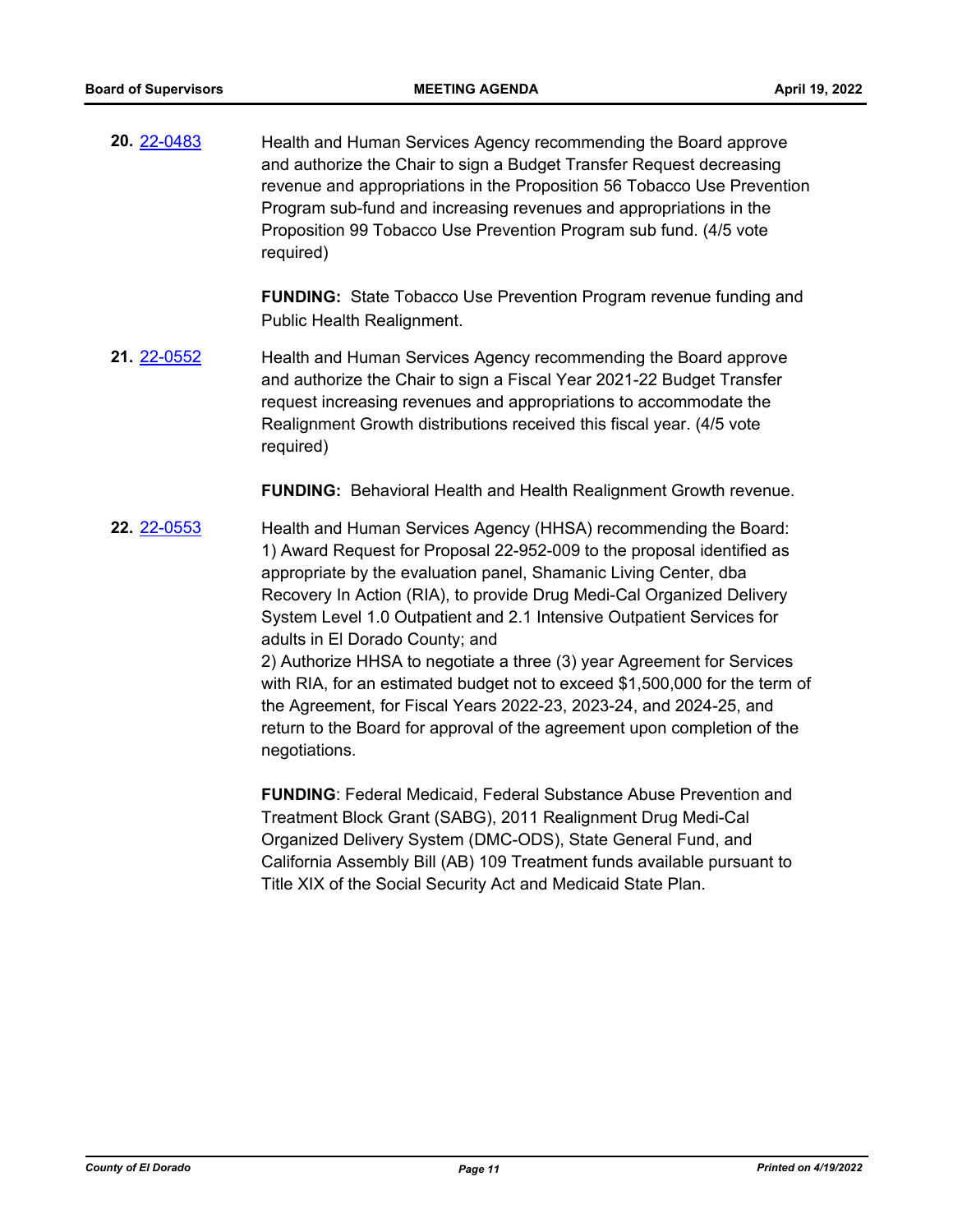**20.** 22-0483 Health and Human Services Agency recommending the Board approve and authorize the Chair to sign a Budget Transfer Request decreasing revenue and appropriations in the Proposition 56 Tobacco Use Prevention Program sub-fund and increasing revenues and appropriations in the Proposition 99 Tobacco Use Prevention Program sub fund. (4/5 vote required)

**FUNDING:** State Tobacco Use Prevention Program revenue funding and Public Health Realignment.

**21.** 22-0552 Health and Human Services Agency recommending the Board approve and authorize the Chair to sign a Fiscal Year 2021-22 Budget Transfer request increasing revenues and appropriations to accommodate the Realignment Growth distributions received this fiscal year. (4/5 vote required)

**FUNDING:** Behavioral Health and Health Realignment Growth revenue.

**22.** 22-0553 Health and Human Services Agency (HHSA) recommending the Board:
1) Award Request for Proposal 22-952-009 to the proposal identified as appropriate by the evaluation panel, Shamanic Living Center, dba Recovery In Action (RIA), to provide Drug Medi-Cal Organized Delivery System Level 1.0 Outpatient and 2.1 Intensive Outpatient Services for adults in El Dorado County; and
2) Authorize HHSA to negotiate a three (3) year Agreement for Services with RIA, for an estimated budget not to exceed $1,500,000 for the term of the Agreement, for Fiscal Years 2022-23, 2023-24, and 2024-25, and return to the Board for approval of the agreement upon completion of the negotiations.

**FUNDING**: Federal Medicaid, Federal Substance Abuse Prevention and Treatment Block Grant (SABG), 2011 Realignment Drug Medi-Cal Organized Delivery System (DMC-ODS), State General Fund, and California Assembly Bill (AB) 109 Treatment funds available pursuant to Title XIX of the Social Security Act and Medicaid State Plan.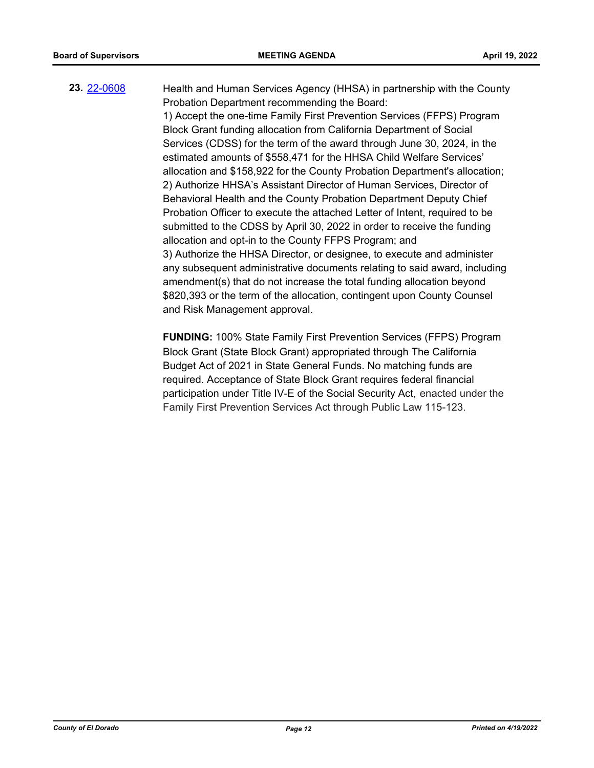**23.** [22-0608](22-0608)

Health and Human Services Agency (HHSA) in partnership with the County Probation Department recommending the Board:

1) Accept the one-time Family First Prevention Services (FFPS) Program Block Grant funding allocation from California Department of Social Services (CDSS) for the term of the award through June 30, 2024, in the estimated amounts of $558,471 for the HHSA Child Welfare Services' allocation and $158,922 for the County Probation Department's allocation;

2) Authorize HHSA's Assistant Director of Human Services, Director of Behavioral Health and the County Probation Department Deputy Chief Probation Officer to execute the attached Letter of Intent, required to be submitted to the CDSS by April 30, 2022 in order to receive the funding allocation and opt-in to the County FFPS Program; and

3) Authorize the HHSA Director, or designee, to execute and administer any subsequent administrative documents relating to said award, including amendment(s) that do not increase the total funding allocation beyond $820,393 or the term of the allocation, contingent upon County Counsel and Risk Management approval.

**FUNDING:** 100% State Family First Prevention Services (FFPS) Program Block Grant (State Block Grant) appropriated through The California Budget Act of 2021 in State General Funds. No matching funds are required. Acceptance of State Block Grant requires federal financial participation under Title IV-E of the Social Security Act, enacted under the Family First Prevention Services Act through Public Law 115-123.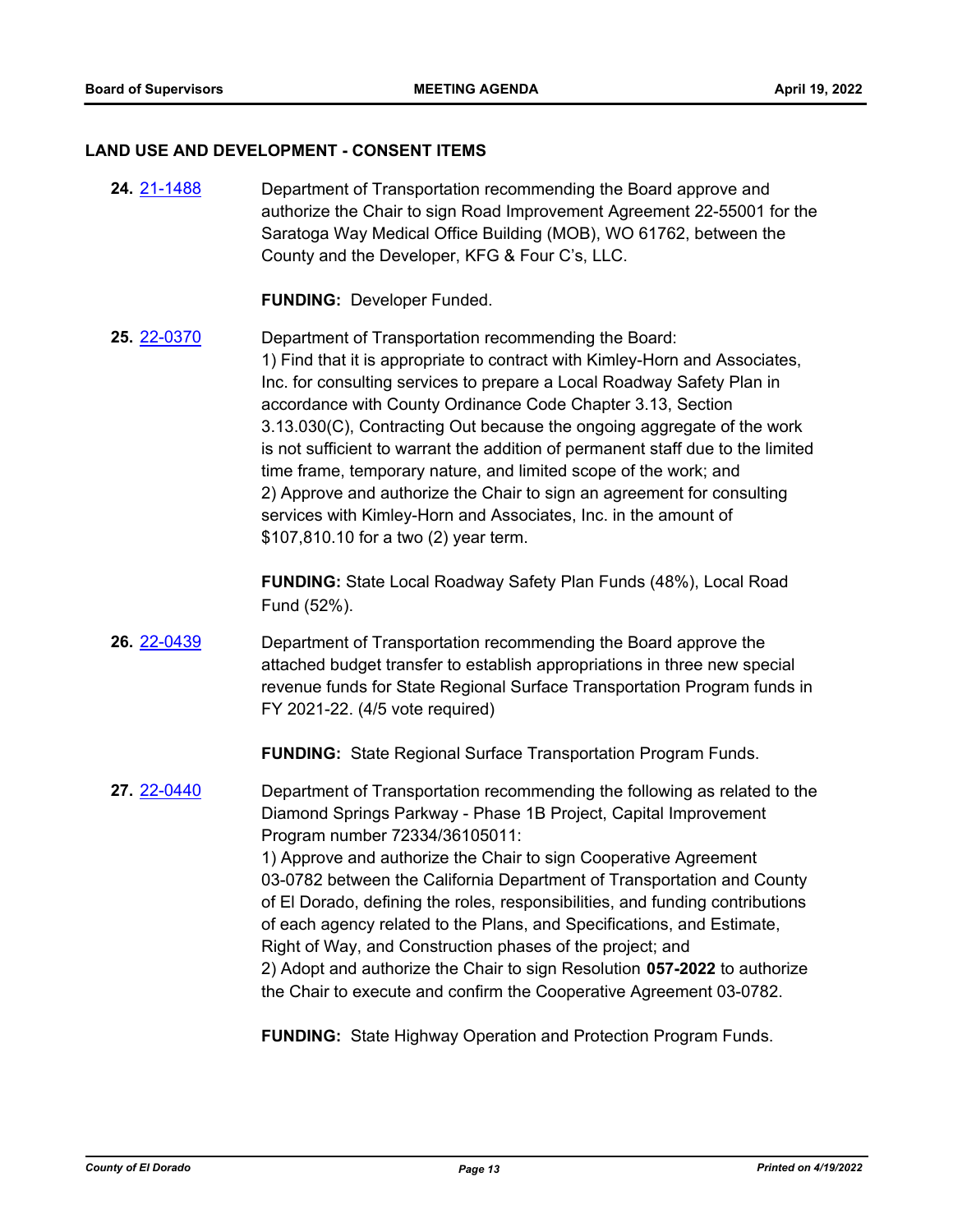## LAND USE AND DEVELOPMENT - CONSENT ITEMS

**24.** 21-1488 Department of Transportation recommending the Board approve and authorize the Chair to sign Road Improvement Agreement 22-55001 for the Saratoga Way Medical Office Building (MOB), WO 61762, between the County and the Developer, KFG & Four C's, LLC.

**FUNDING:** Developer Funded.

**25.** 22-0370 Department of Transportation recommending the Board:
1) Find that it is appropriate to contract with Kimley-Horn and Associates, Inc. for consulting services to prepare a Local Roadway Safety Plan in accordance with County Ordinance Code Chapter 3.13, Section 3.13.030(C), Contracting Out because the ongoing aggregate of the work is not sufficient to warrant the addition of permanent staff due to the limited time frame, temporary nature, and limited scope of the work; and
2) Approve and authorize the Chair to sign an agreement for consulting services with Kimley-Horn and Associates, Inc. in the amount of $107,810.10 for a two (2) year term.

**FUNDING:** State Local Roadway Safety Plan Funds (48%), Local Road Fund (52%).

**26.** 22-0439 Department of Transportation recommending the Board approve the attached budget transfer to establish appropriations in three new special revenue funds for State Regional Surface Transportation Program funds in FY 2021-22. (4/5 vote required)

**FUNDING:** State Regional Surface Transportation Program Funds.

**27.** 22-0440 Department of Transportation recommending the following as related to the Diamond Springs Parkway - Phase 1B Project, Capital Improvement Program number 72334/36105011:
1) Approve and authorize the Chair to sign Cooperative Agreement 03-0782 between the California Department of Transportation and County of El Dorado, defining the roles, responsibilities, and funding contributions of each agency related to the Plans, and Specifications, and Estimate, Right of Way, and Construction phases of the project; and
2) Adopt and authorize the Chair to sign Resolution **057-2022** to authorize the Chair to execute and confirm the Cooperative Agreement 03-0782.

**FUNDING:** State Highway Operation and Protection Program Funds.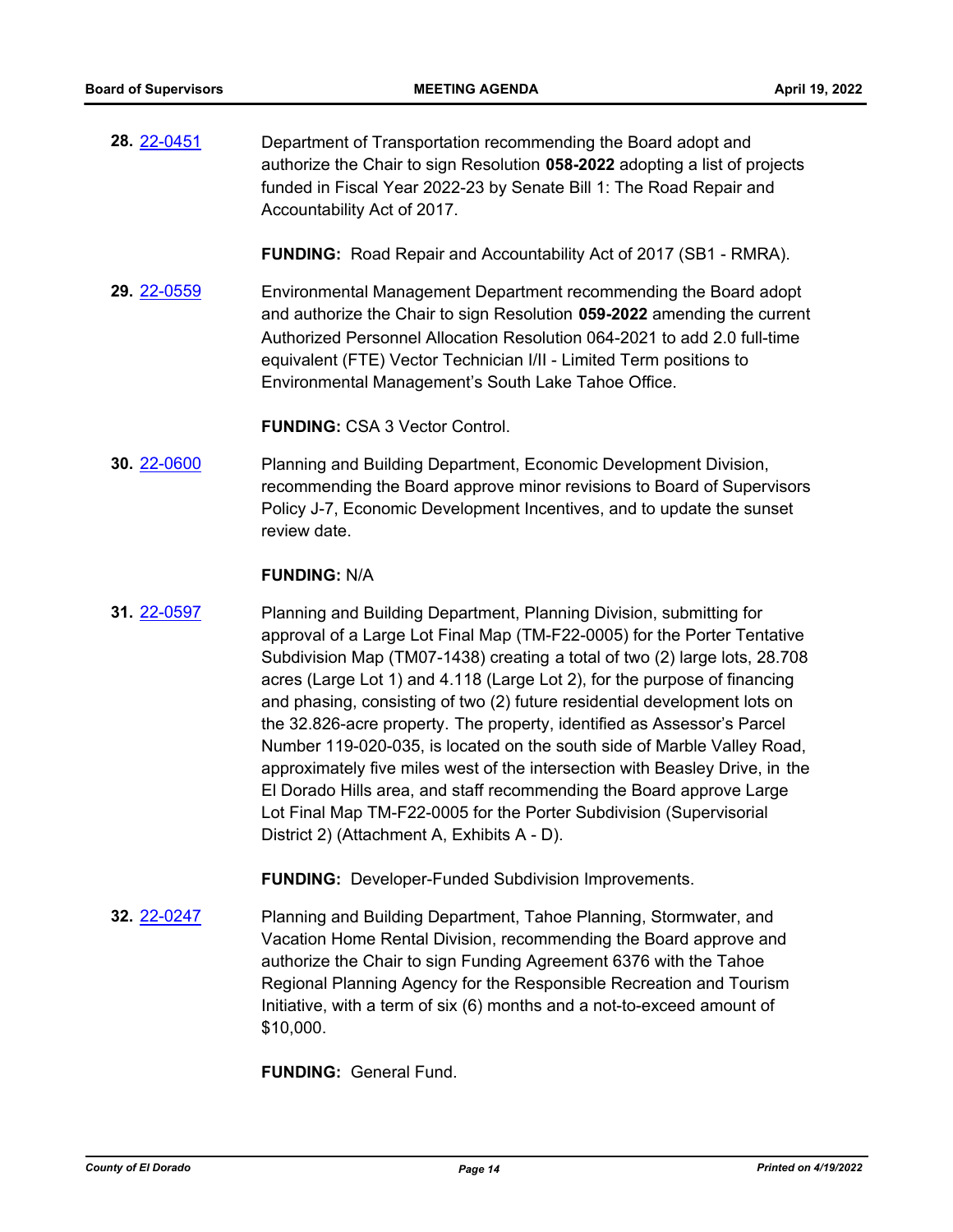**28.** 22-0451

Department of Transportation recommending the Board adopt and authorize the Chair to sign Resolution **058-2022** adopting a list of projects funded in Fiscal Year 2022-23 by Senate Bill 1: The Road Repair and Accountability Act of 2017.

**FUNDING:** Road Repair and Accountability Act of 2017 (SB1 - RMRA).

**29.** 22-0559

Environmental Management Department recommending the Board adopt and authorize the Chair to sign Resolution **059-2022** amending the current Authorized Personnel Allocation Resolution 064-2021 to add 2.0 full-time equivalent (FTE) Vector Technician I/II - Limited Term positions to Environmental Management's South Lake Tahoe Office.

**FUNDING:** CSA 3 Vector Control.

**30.** 22-0600

Planning and Building Department, Economic Development Division, recommending the Board approve minor revisions to Board of Supervisors Policy J-7, Economic Development Incentives, and to update the sunset review date.

**FUNDING:** N/A

**31.** 22-0597

Planning and Building Department, Planning Division, submitting for approval of a Large Lot Final Map (TM-F22-0005) for the Porter Tentative Subdivision Map (TM07-1438) creating a total of two (2) large lots, 28.708 acres (Large Lot 1) and 4.118 (Large Lot 2), for the purpose of financing and phasing, consisting of two (2) future residential development lots on the 32.826-acre property. The property, identified as Assessor's Parcel Number 119-020-035, is located on the south side of Marble Valley Road, approximately five miles west of the intersection with Beasley Drive, in the El Dorado Hills area, and staff recommending the Board approve Large Lot Final Map TM-F22-0005 for the Porter Subdivision (Supervisorial District 2) (Attachment A, Exhibits A - D).

**FUNDING:** Developer-Funded Subdivision Improvements.

**32.** 22-0247

Planning and Building Department, Tahoe Planning, Stormwater, and Vacation Home Rental Division, recommending the Board approve and authorize the Chair to sign Funding Agreement 6376 with the Tahoe Regional Planning Agency for the Responsible Recreation and Tourism Initiative, with a term of six (6) months and a not-to-exceed amount of $10,000.

**FUNDING:** General Fund.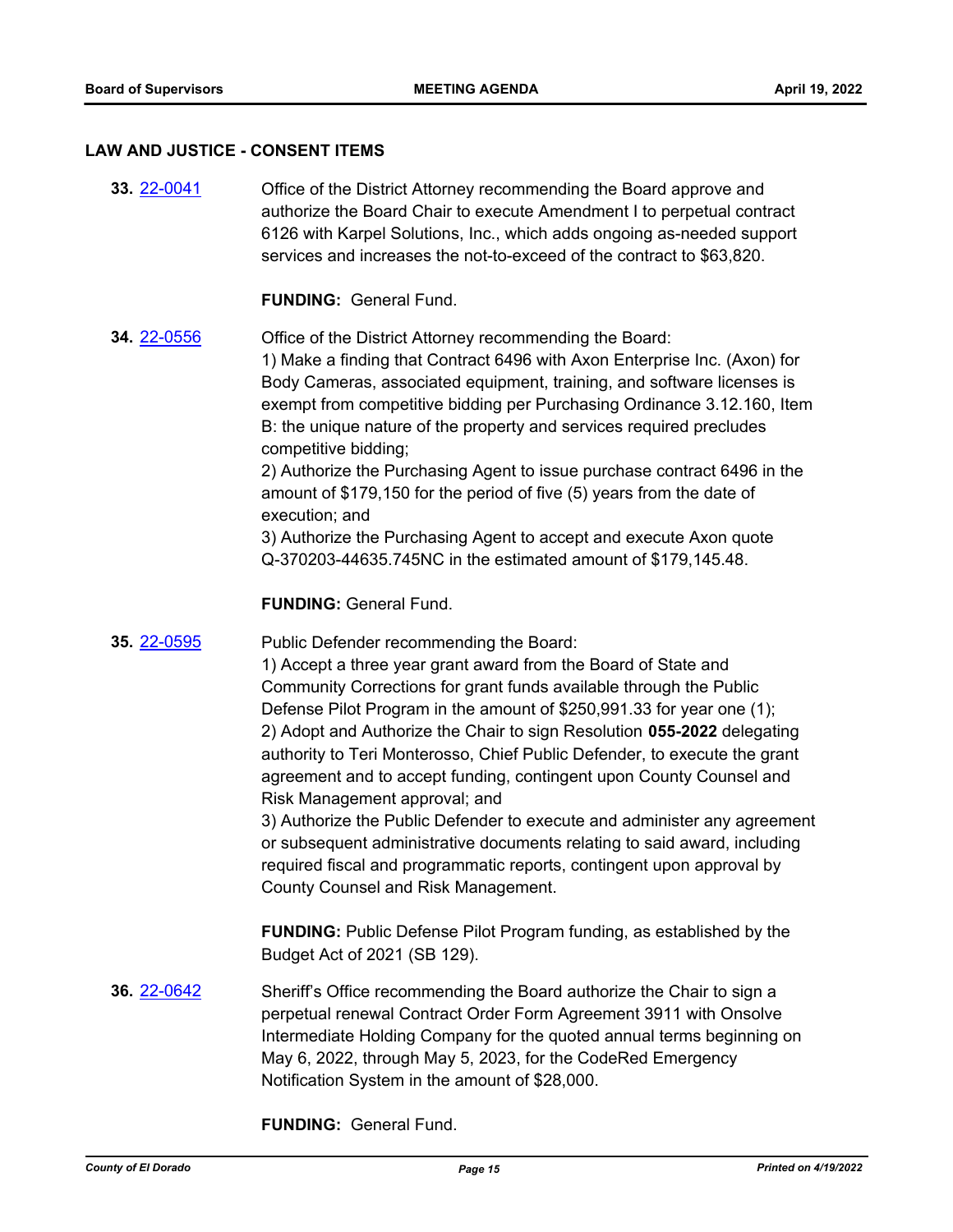## LAW AND JUSTICE - CONSENT ITEMS

**33.** [22-0041](22-0041) Office of the District Attorney recommending the Board approve and authorize the Board Chair to execute Amendment I to perpetual contract 6126 with Karpel Solutions, Inc., which adds ongoing as-needed support services and increases the not-to-exceed of the contract to $63,820.

**FUNDING:** General Fund.

**34.** [22-0556](22-0556) Office of the District Attorney recommending the Board:
1) Make a finding that Contract 6496 with Axon Enterprise Inc. (Axon) for Body Cameras, associated equipment, training, and software licenses is exempt from competitive bidding per Purchasing Ordinance 3.12.160, Item B: the unique nature of the property and services required precludes competitive bidding;
2) Authorize the Purchasing Agent to issue purchase contract 6496 in the amount of $179,150 for the period of five (5) years from the date of execution; and
3) Authorize the Purchasing Agent to accept and execute Axon quote Q-370203-44635.745NC in the estimated amount of $179,145.48.

**FUNDING:** General Fund.

**35.** [22-0595](22-0595) Public Defender recommending the Board:
1) Accept a three year grant award from the Board of State and Community Corrections for grant funds available through the Public Defense Pilot Program in the amount of $250,991.33 for year one (1);
2) Adopt and Authorize the Chair to sign Resolution **055-2022** delegating authority to Teri Monterosso, Chief Public Defender, to execute the grant agreement and to accept funding, contingent upon County Counsel and Risk Management approval; and
3) Authorize the Public Defender to execute and administer any agreement or subsequent administrative documents relating to said award, including required fiscal and programmatic reports, contingent upon approval by County Counsel and Risk Management.

**FUNDING:** Public Defense Pilot Program funding, as established by the Budget Act of 2021 (SB 129).

**36.** [22-0642](22-0642) Sheriff's Office recommending the Board authorize the Chair to sign a perpetual renewal Contract Order Form Agreement 3911 with Onsolve Intermediate Holding Company for the quoted annual terms beginning on May 6, 2022, through May 5, 2023, for the CodeRed Emergency Notification System in the amount of $28,000.

**FUNDING:** General Fund.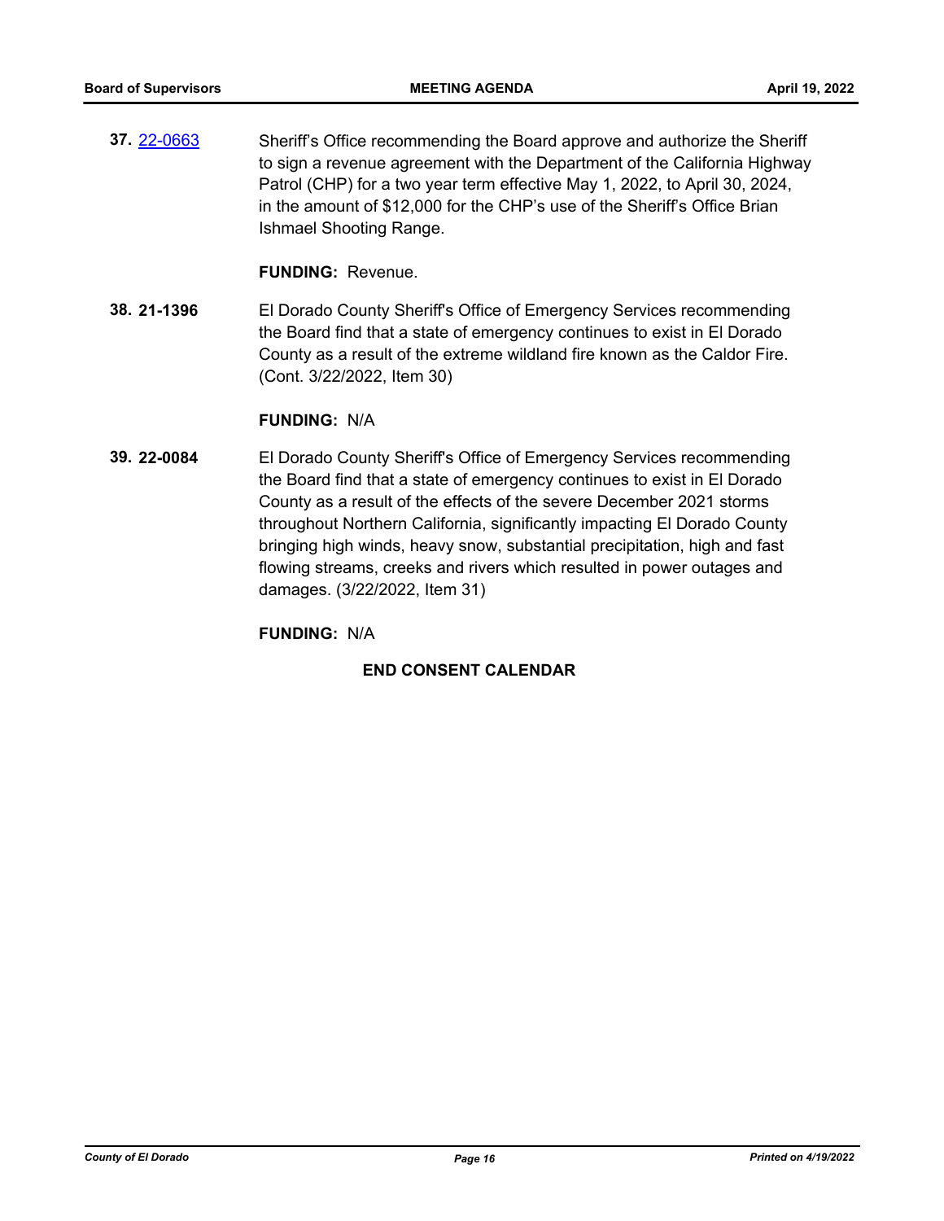**37.** 22-0663 Sheriff's Office recommending the Board approve and authorize the Sheriff to sign a revenue agreement with the Department of the California Highway Patrol (CHP) for a two year term effective May 1, 2022, to April 30, 2024, in the amount of $12,000 for the CHP's use of the Sheriff's Office Brian Ishmael Shooting Range.

**FUNDING:** Revenue.

**38. 21-1396** El Dorado County Sheriff's Office of Emergency Services recommending the Board find that a state of emergency continues to exist in El Dorado County as a result of the extreme wildland fire known as the Caldor Fire. (Cont. 3/22/2022, Item 30)

**FUNDING:** N/A

**39. 22-0084** El Dorado County Sheriff's Office of Emergency Services recommending the Board find that a state of emergency continues to exist in El Dorado County as a result of the effects of the severe December 2021 storms throughout Northern California, significantly impacting El Dorado County bringing high winds, heavy snow, substantial precipitation, high and fast flowing streams, creeks and rivers which resulted in power outages and damages. (3/22/2022, Item 31)

**FUNDING:** N/A

**END CONSENT CALENDAR**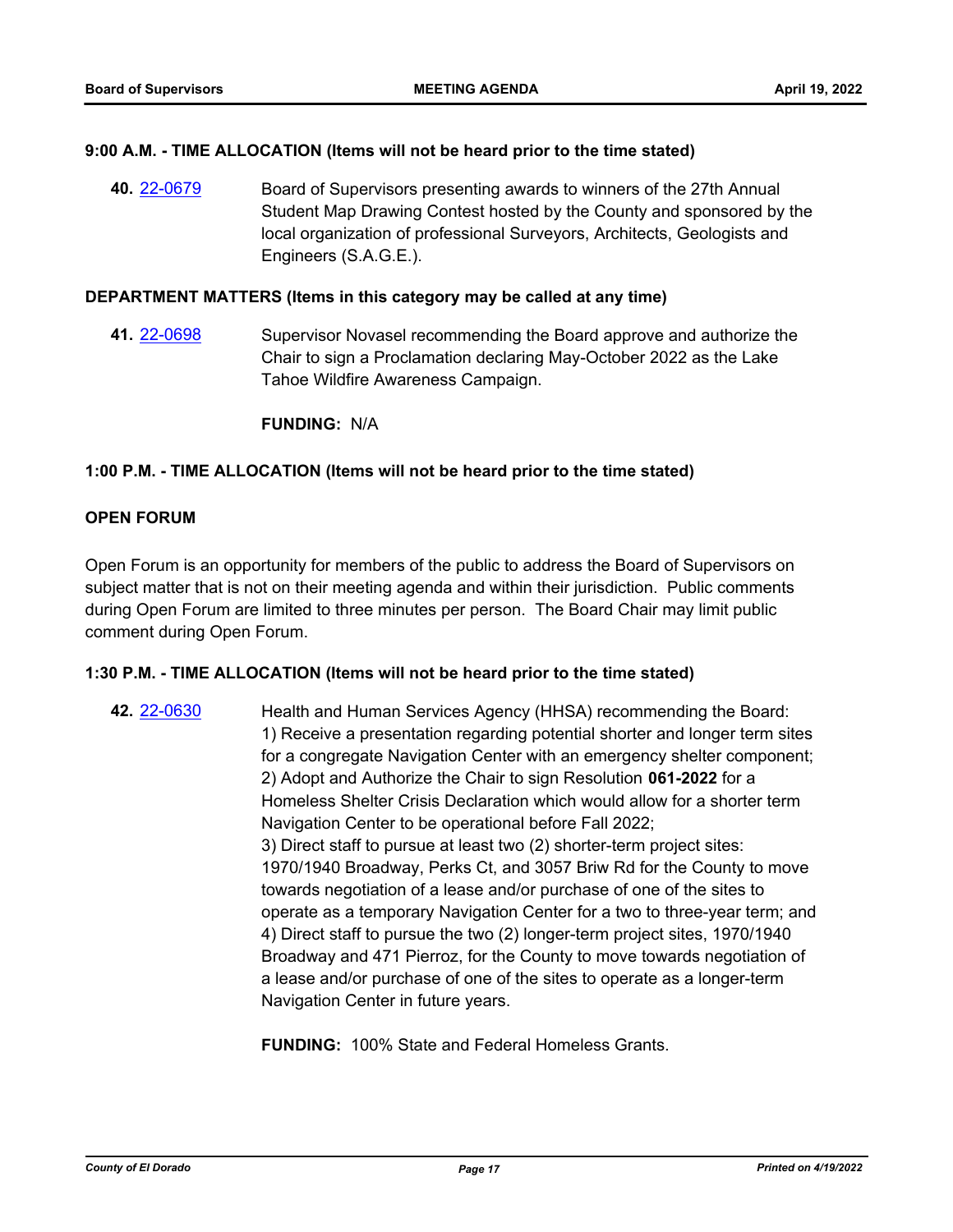**9:00 A.M. - TIME ALLOCATION (Items will not be heard prior to the time stated)**

**40.** 22-0679 Board of Supervisors presenting awards to winners of the 27th Annual Student Map Drawing Contest hosted by the County and sponsored by the local organization of professional Surveyors, Architects, Geologists and Engineers (S.A.G.E.).

**DEPARTMENT MATTERS (Items in this category may be called at any time)**

**41.** 22-0698 Supervisor Novasel recommending the Board approve and authorize the Chair to sign a Proclamation declaring May-October 2022 as the Lake Tahoe Wildfire Awareness Campaign.

**FUNDING:** N/A

**1:00 P.M. - TIME ALLOCATION (Items will not be heard prior to the time stated)**

**OPEN FORUM**

Open Forum is an opportunity for members of the public to address the Board of Supervisors on subject matter that is not on their meeting agenda and within their jurisdiction. Public comments during Open Forum are limited to three minutes per person. The Board Chair may limit public comment during Open Forum.

**1:30 P.M. - TIME ALLOCATION (Items will not be heard prior to the time stated)**

**42.** 22-0630 Health and Human Services Agency (HHSA) recommending the Board:
1) Receive a presentation regarding potential shorter and longer term sites for a congregate Navigation Center with an emergency shelter component;
2) Adopt and Authorize the Chair to sign Resolution **061-2022** for a Homeless Shelter Crisis Declaration which would allow for a shorter term Navigation Center to be operational before Fall 2022;
3) Direct staff to pursue at least two (2) shorter-term project sites: 1970/1940 Broadway, Perks Ct, and 3057 Briw Rd for the County to move towards negotiation of a lease and/or purchase of one of the sites to operate as a temporary Navigation Center for a two to three-year term; and
4) Direct staff to pursue the two (2) longer-term project sites, 1970/1940 Broadway and 471 Pierroz, for the County to move towards negotiation of a lease and/or purchase of one of the sites to operate as a longer-term Navigation Center in future years.

**FUNDING:** 100% State and Federal Homeless Grants.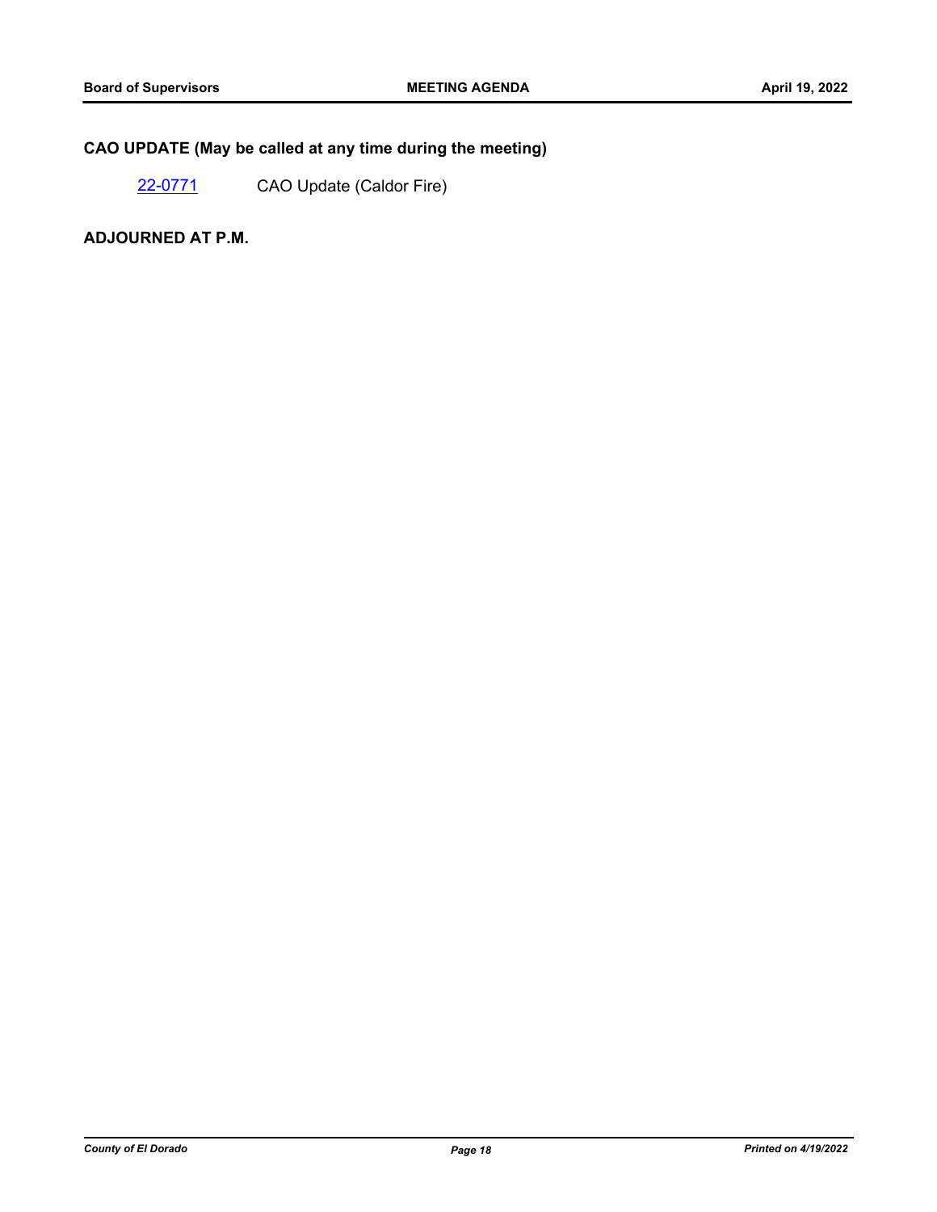## CAO UPDATE (May be called at any time during the meeting)

22-0771 CAO Update (Caldor Fire)

## ADJOURNED AT P.M.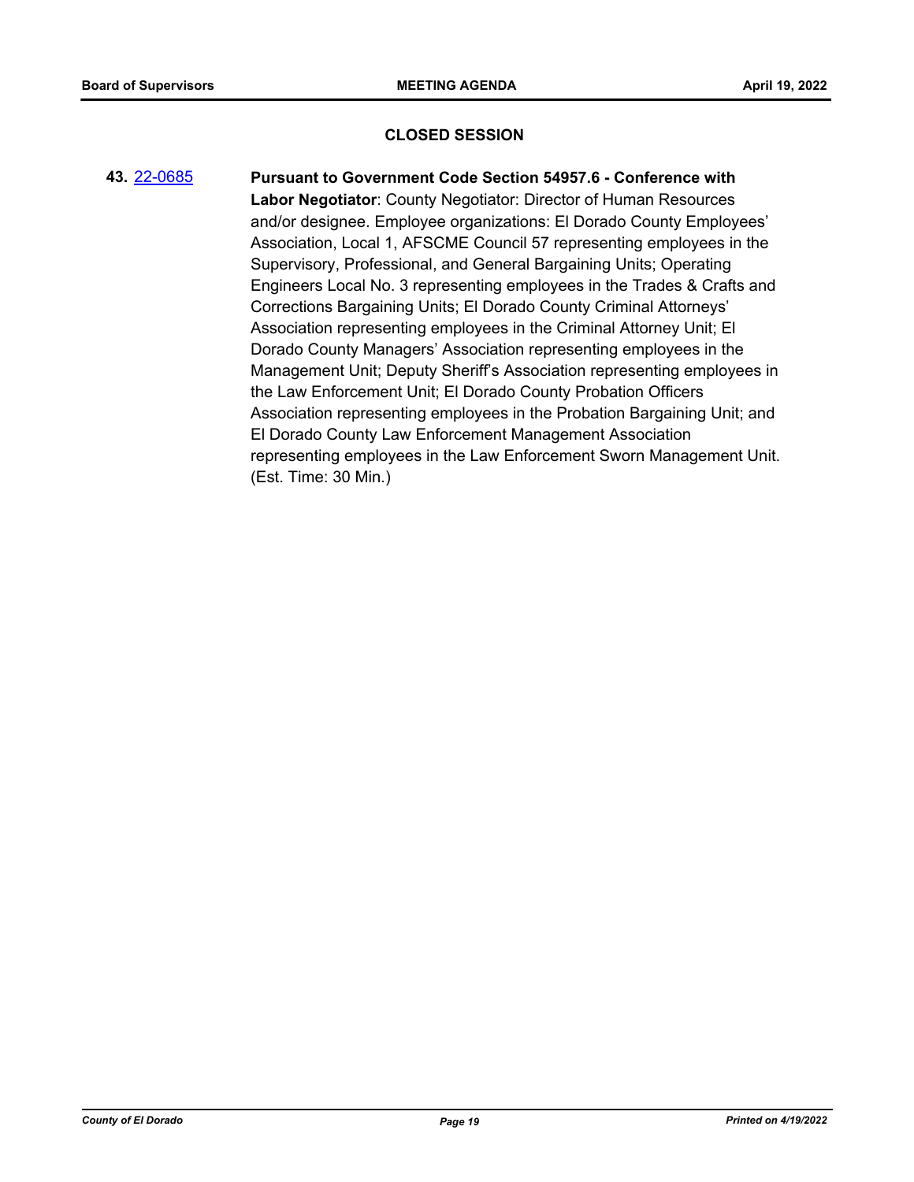## CLOSED SESSION

43. 22-0685 **Pursuant to Government Code Section 54957.6 - Conference with Labor Negotiator**: County Negotiator: Director of Human Resources and/or designee. Employee organizations: El Dorado County Employees' Association, Local 1, AFSCME Council 57 representing employees in the Supervisory, Professional, and General Bargaining Units; Operating Engineers Local No. 3 representing employees in the Trades & Crafts and Corrections Bargaining Units; El Dorado County Criminal Attorneys' Association representing employees in the Criminal Attorney Unit; El Dorado County Managers' Association representing employees in the Management Unit; Deputy Sheriff's Association representing employees in the Law Enforcement Unit; El Dorado County Probation Officers Association representing employees in the Probation Bargaining Unit; and El Dorado County Law Enforcement Management Association representing employees in the Law Enforcement Sworn Management Unit. (Est. Time: 30 Min.)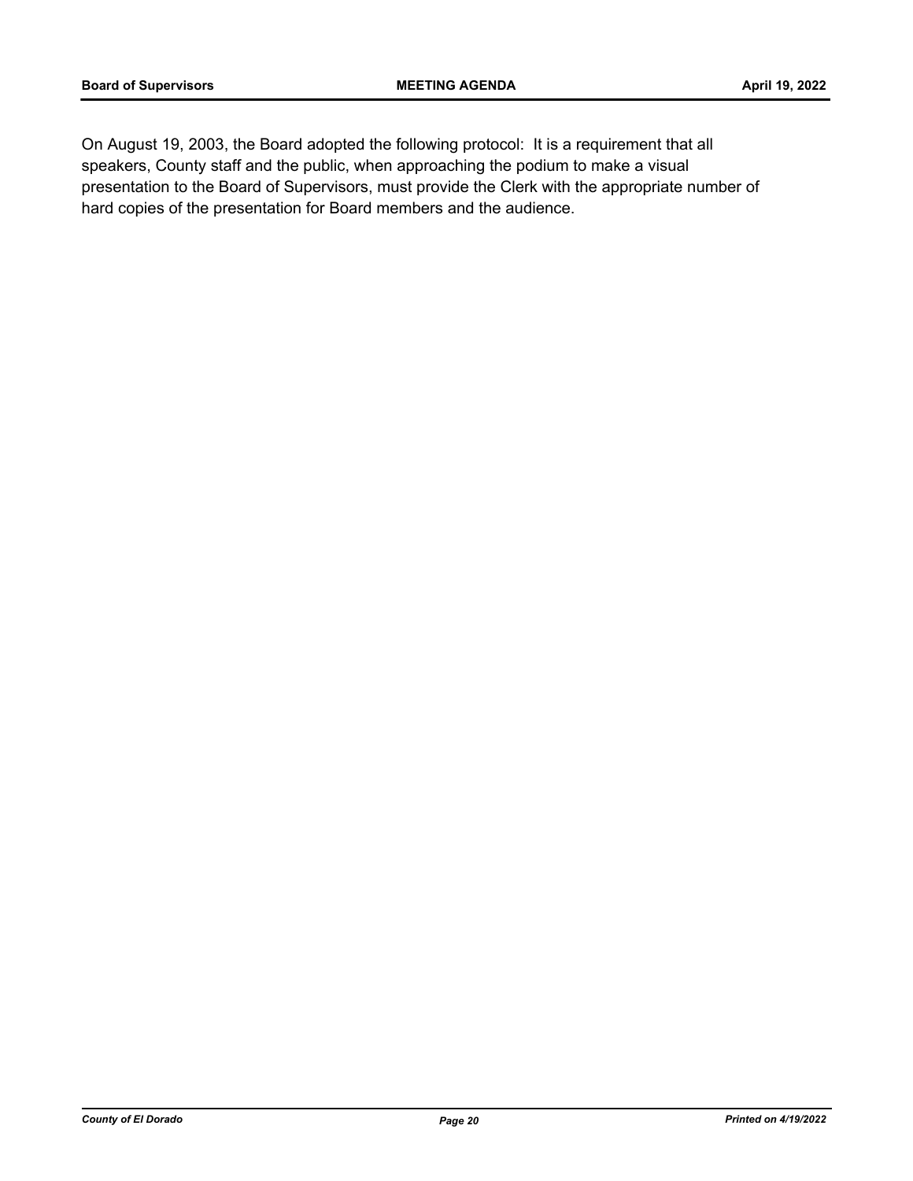On August 19, 2003, the Board adopted the following protocol: It is a requirement that all speakers, County staff and the public, when approaching the podium to make a visual presentation to the Board of Supervisors, must provide the Clerk with the appropriate number of hard copies of the presentation for Board members and the audience.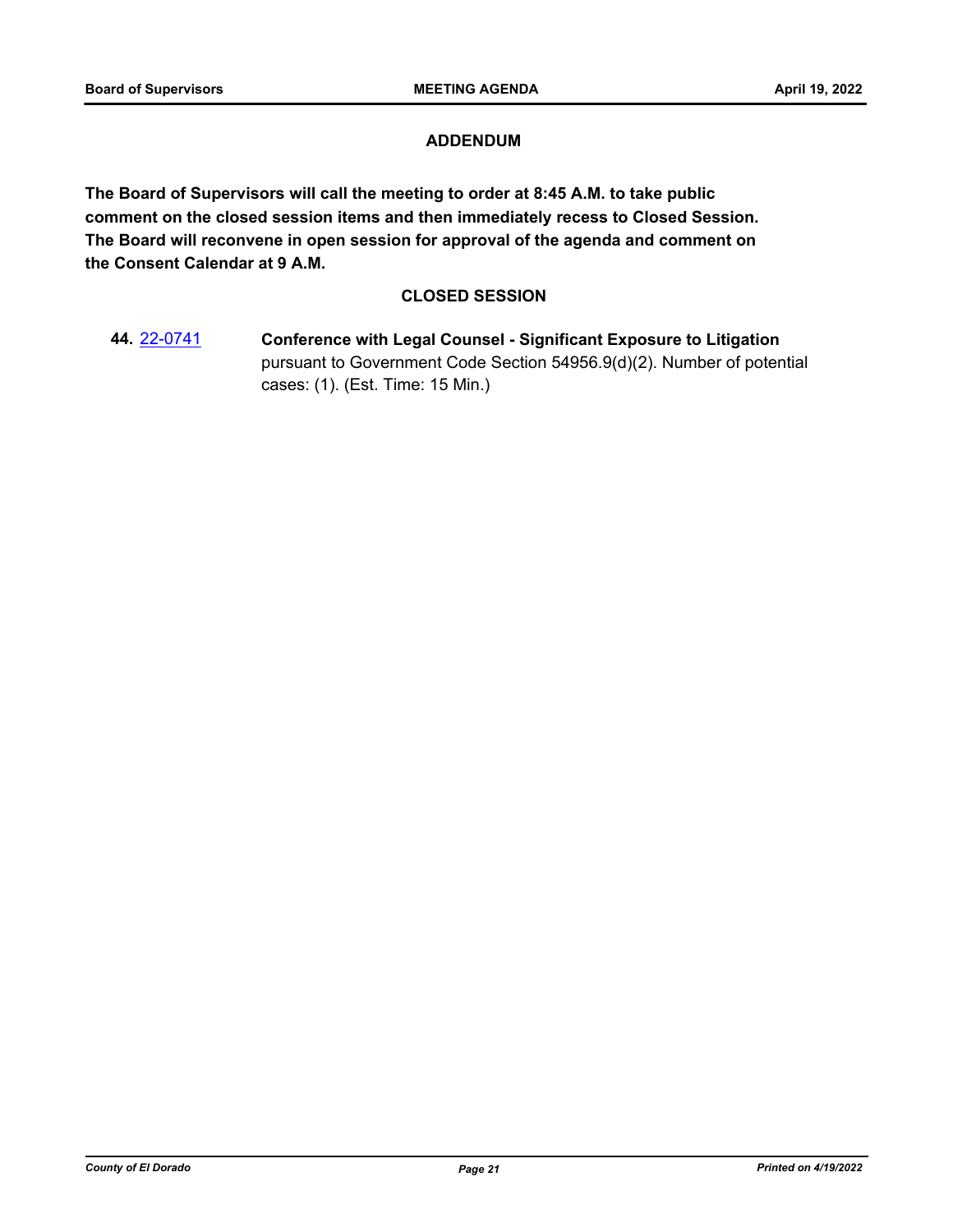## ADDENDUM

**The Board of Supervisors will call the meeting to order at 8:45 A.M. to take public comment on the closed session items and then immediately recess to Closed Session. The Board will reconvene in open session for approval of the agenda and comment on the Consent Calendar at 9 A.M.**

## CLOSED SESSION

**44.** 22-0741 **Conference with Legal Counsel - Significant Exposure to Litigation** pursuant to Government Code Section 54956.9(d)(2). Number of potential cases: (1). (Est. Time: 15 Min.)